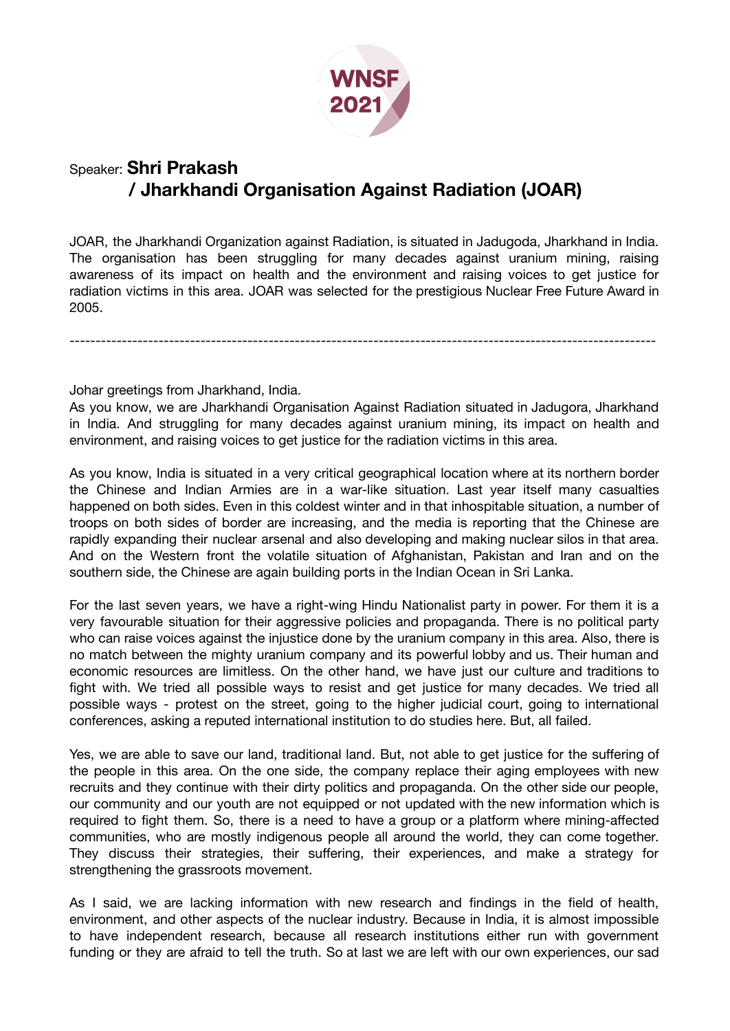Speaker: **Shri Prakash / Jharkhandi Organisation Against Radiation (JOAR)**

JOAR, the Jharkhandi Organization against Radiation, is situated in Jadugoda, Jharkhand in India. The organisation has been struggling for many decades against uranium mining, raising awareness of its impact on health and the environment and raising voices to get justice for radiation victims in this area. JOAR was selected for the prestigious Nuclear Free Future Award in 2005.

---

Johar greetings from Jharkhand, India.
As you know, we are Jharkhandi Organisation Against Radiation situated in Jadugora, Jharkhand in India. And struggling for many decades against uranium mining, its impact on health and environment, and raising voices to get justice for the radiation victims in this area.

As you know, India is situated in a very critical geographical location where at its northern border the Chinese and Indian Armies are in a war-like situation. Last year itself many casualties happened on both sides. Even in this coldest winter and in that inhospitable situation, a number of troops on both sides of border are increasing, and the media is reporting that the Chinese are rapidly expanding their nuclear arsenal and also developing and making nuclear silos in that area. And on the Western front the volatile situation of Afghanistan, Pakistan and Iran and on the southern side, the Chinese are again building ports in the Indian Ocean in Sri Lanka.

For the last seven years, we have a right-wing Hindu Nationalist party in power. For them it is a very favourable situation for their aggressive policies and propaganda. There is no political party who can raise voices against the injustice done by the uranium company in this area. Also, there is no match between the mighty uranium company and its powerful lobby and us. Their human and economic resources are limitless. On the other hand, we have just our culture and traditions to fight with. We tried all possible ways to resist and get justice for many decades. We tried all possible ways - protest on the street, going to the higher judicial court, going to international conferences, asking a reputed international institution to do studies here. But, all failed.

Yes, we are able to save our land, traditional land. But, not able to get justice for the suffering of the people in this area. On the one side, the company replace their aging employees with new recruits and they continue with their dirty politics and propaganda. On the other side our people, our community and our youth are not equipped or not updated with the new information which is required to fight them. So, there is a need to have a group or a platform where mining-affected communities, who are mostly indigenous people all around the world, they can come together. They discuss their strategies, their suffering, their experiences, and make a strategy for strengthening the grassroots movement.

As I said, we are lacking information with new research and findings in the field of health, environment, and other aspects of the nuclear industry. Because in India, it is almost impossible to have independent research, because all research institutions either run with government funding or they are afraid to tell the truth. So at last we are left with our own experiences, our sad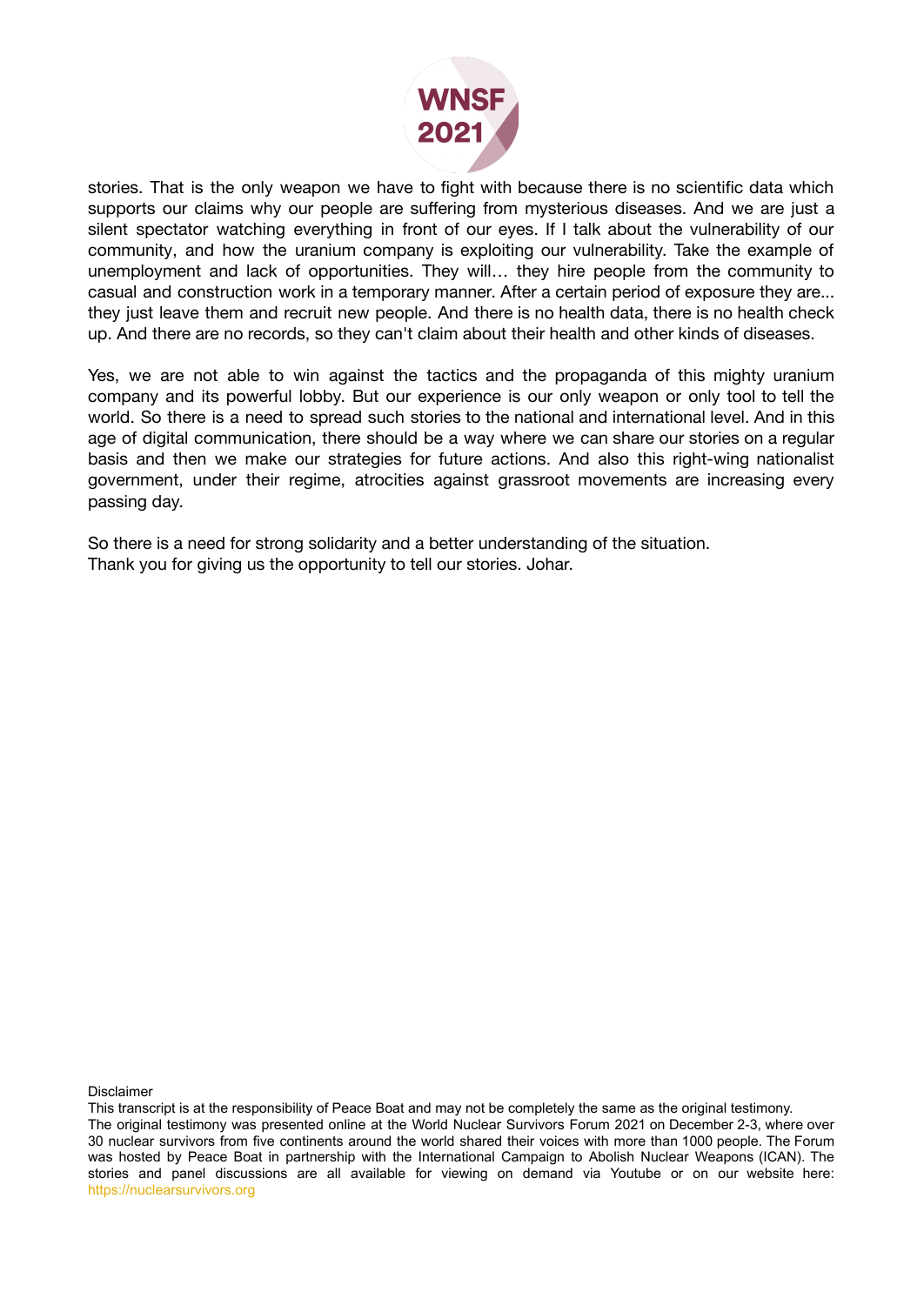stories. That is the only weapon we have to fight with because there is no scientific data which supports our claims why our people are suffering from mysterious diseases. And we are just a silent spectator watching everything in front of our eyes. If I talk about the vulnerability of our community, and how the uranium company is exploiting our vulnerability. Take the example of unemployment and lack of opportunities. They will… they hire people from the community to casual and construction work in a temporary manner. After a certain period of exposure they are... they just leave them and recruit new people. And there is no health data, there is no health check up. And there are no records, so they can't claim about their health and other kinds of diseases.

Yes, we are not able to win against the tactics and the propaganda of this mighty uranium company and its powerful lobby. But our experience is our only weapon or only tool to tell the world. So there is a need to spread such stories to the national and international level. And in this age of digital communication, there should be a way where we can share our stories on a regular basis and then we make our strategies for future actions. And also this right-wing nationalist government, under their regime, atrocities against grassroot movements are increasing every passing day.

So there is a need for strong solidarity and a better understanding of the situation.
Thank you for giving us the opportunity to tell our stories. Johar.

Disclaimer
This transcript is at the responsibility of Peace Boat and may not be completely the same as the original testimony. The original testimony was presented online at the World Nuclear Survivors Forum 2021 on December 2-3, where over 30 nuclear survivors from five continents around the world shared their voices with more than 1000 people. The Forum was hosted by Peace Boat in partnership with the International Campaign to Abolish Nuclear Weapons (ICAN). The stories and panel discussions are all available for viewing on demand via Youtube or on our website here: https://nuclearsurvivors.org